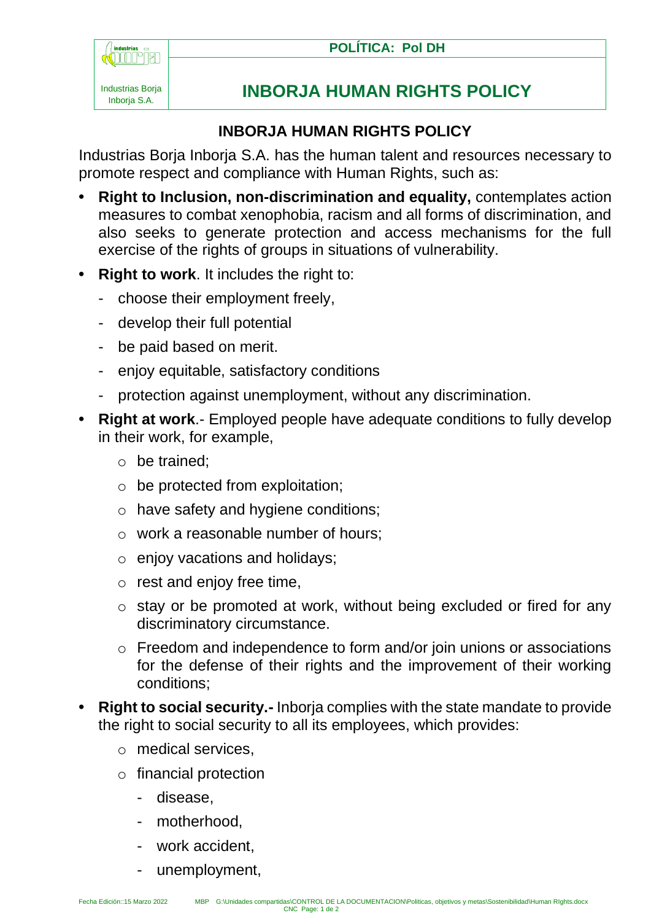# INBORJA HUMAN RIGHTS POLICY

Industrias Borja Inborja S.A. has the human talent and resources necessary to promote respect and compliance with Human Rights, such as:

- **Right to Inclusion, non-discrimination and equality,** contemplates action measures to combat xenophobia, racism and all forms of discrimination, and also seeks to generate protection and access mechanisms for the full exercise of the rights of groups in situations of vulnerability.
- **Right to work**. It includes the right to:
  - choose their employment freely,
  - develop their full potential
  - be paid based on merit.
  - enjoy equitable, satisfactory conditions
  - protection against unemployment, without any discrimination.
- **Right at work**.- Employed people have adequate conditions to fully develop in their work, for example,
  - be trained;
  - be protected from exploitation;
  - have safety and hygiene conditions;
  - work a reasonable number of hours;
  - enjoy vacations and holidays;
  - rest and enjoy free time,
  - stay or be promoted at work, without being excluded or fired for any discriminatory circumstance.
  - Freedom and independence to form and/or join unions or associations for the defense of their rights and the improvement of their working conditions;
- **Right to social security.-** Inborja complies with the state mandate to provide the right to social security to all its employees, which provides:
  - medical services,
  - financial protection
    - disease,
    - motherhood,
    - work accident,
    - unemployment,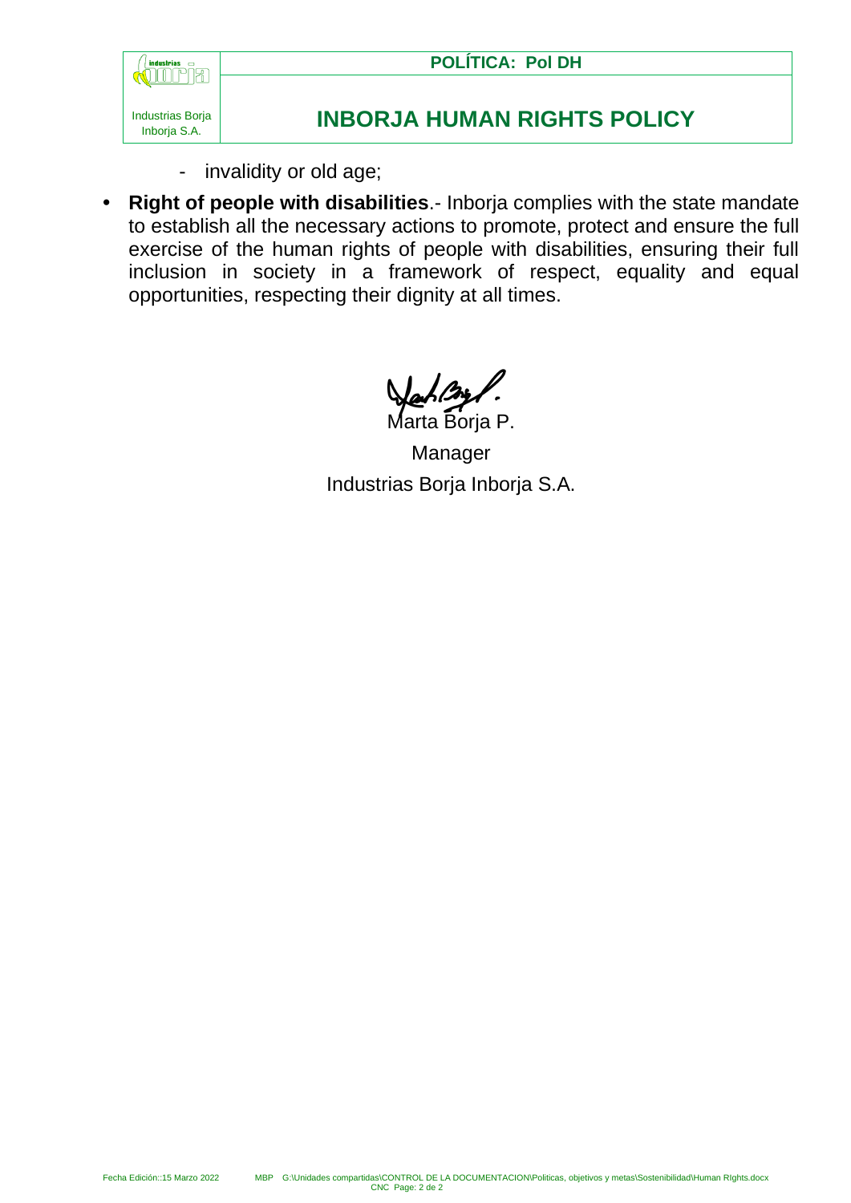- invalidity or old age;

- **Right of people with disabilities**.- Inborja complies with the state mandate to establish all the necessary actions to promote, protect and ensure the full exercise of the human rights of people with disabilities, ensuring their full inclusion in society in a framework of respect, equality and equal opportunities, respecting their dignity at all times.

Marta Borja P.

Manager

Industrias Borja Inborja S.A.